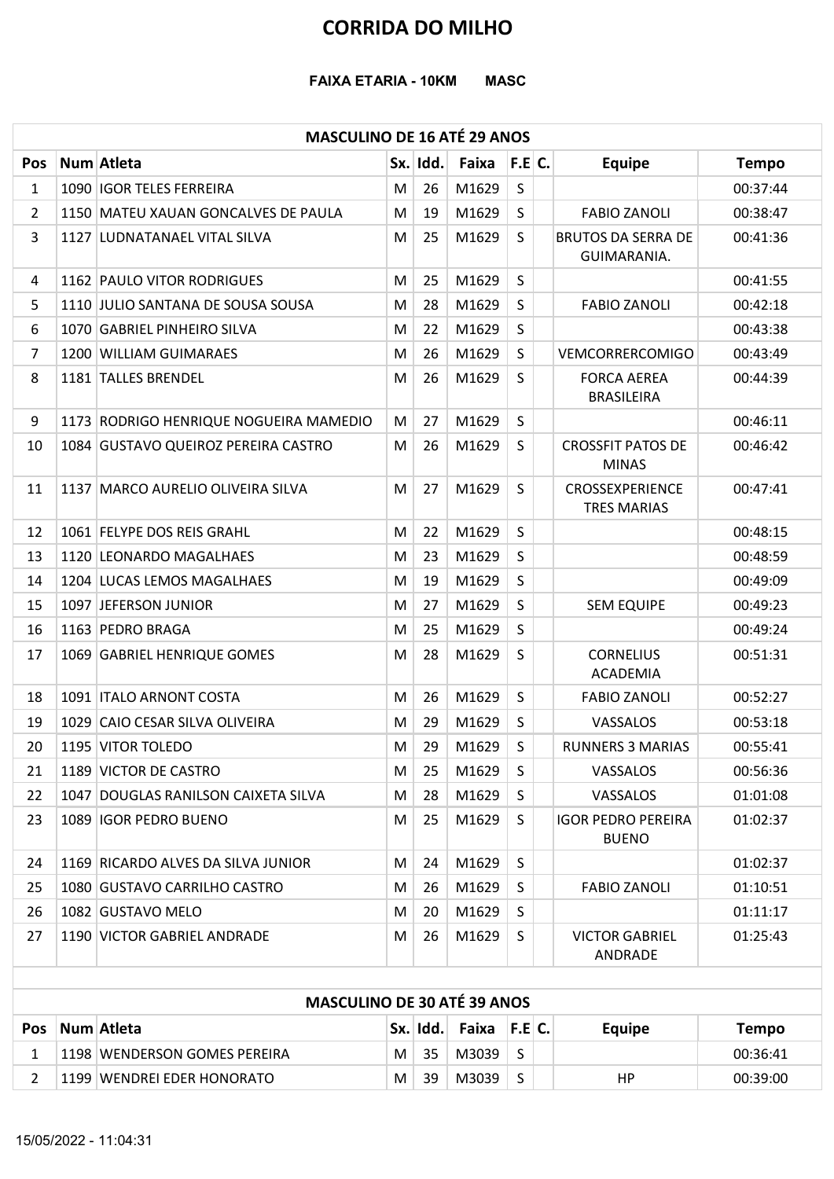# CORRIDA DO MILHO

**FAIXA ETARIA - 10KM MASC**

| MASCULINO DE 16 ATÉ 29 ANOS | | | | | | | | | |
|---|---|---|---|---|---|---|---|---|---|
| Pos | Num | Atleta | Sx. | Idd. | Faixa | F.E | C. | Equipe | Tempo |
| 1 | 1090 | IGOR TELES FERREIRA | M | 26 | M1629 | S | | | 00:37:44 |
| 2 | 1150 | MATEU XAUAN GONCALVES DE PAULA | M | 19 | M1629 | S | | FABIO ZANOLI | 00:38:47 |
| 3 | 1127 | LUDNATANAEL VITAL SILVA | M | 25 | M1629 | S | | BRUTOS DA SERRA DE GUIMARANIA. | 00:41:36 |
| 4 | 1162 | PAULO VITOR RODRIGUES | M | 25 | M1629 | S | | | 00:41:55 |
| 5 | 1110 | JULIO SANTANA DE SOUSA SOUSA | M | 28 | M1629 | S | | FABIO ZANOLI | 00:42:18 |
| 6 | 1070 | GABRIEL PINHEIRO SILVA | M | 22 | M1629 | S | | | 00:43:38 |
| 7 | 1200 | WILLIAM GUIMARAES | M | 26 | M1629 | S | | VEMCORRERCOMIGO | 00:43:49 |
| 8 | 1181 | TALLES BRENDEL | M | 26 | M1629 | S | | FORCA AEREA BRASILEIRA | 00:44:39 |
| 9 | 1173 | RODRIGO HENRIQUE NOGUEIRA MAMEDIO | M | 27 | M1629 | S | | | 00:46:11 |
| 10 | 1084 | GUSTAVO QUEIROZ PEREIRA CASTRO | M | 26 | M1629 | S | | CROSSFIT PATOS DE MINAS | 00:46:42 |
| 11 | 1137 | MARCO AURELIO OLIVEIRA SILVA | M | 27 | M1629 | S | | CROSSEXPERIENCE TRES MARIAS | 00:47:41 |
| 12 | 1061 | FELYPE DOS REIS GRAHL | M | 22 | M1629 | S | | | 00:48:15 |
| 13 | 1120 | LEONARDO MAGALHAES | M | 23 | M1629 | S | | | 00:48:59 |
| 14 | 1204 | LUCAS LEMOS MAGALHAES | M | 19 | M1629 | S | | | 00:49:09 |
| 15 | 1097 | JEFERSON JUNIOR | M | 27 | M1629 | S | | SEM EQUIPE | 00:49:23 |
| 16 | 1163 | PEDRO BRAGA | M | 25 | M1629 | S | | | 00:49:24 |
| 17 | 1069 | GABRIEL HENRIQUE GOMES | M | 28 | M1629 | S | | CORNELIUS ACADEMIA | 00:51:31 |
| 18 | 1091 | ITALO ARNONT COSTA | M | 26 | M1629 | S | | FABIO ZANOLI | 00:52:27 |
| 19 | 1029 | CAIO CESAR SILVA OLIVEIRA | M | 29 | M1629 | S | | VASSALOS | 00:53:18 |
| 20 | 1195 | VITOR TOLEDO | M | 29 | M1629 | S | | RUNNERS 3 MARIAS | 00:55:41 |
| 21 | 1189 | VICTOR DE CASTRO | M | 25 | M1629 | S | | VASSALOS | 00:56:36 |
| 22 | 1047 | DOUGLAS RANILSON CAIXETA SILVA | M | 28 | M1629 | S | | VASSALOS | 01:01:08 |
| 23 | 1089 | IGOR PEDRO BUENO | M | 25 | M1629 | S | | IGOR PEDRO PEREIRA BUENO | 01:02:37 |
| 24 | 1169 | RICARDO ALVES DA SILVA JUNIOR | M | 24 | M1629 | S | | | 01:02:37 |
| 25 | 1080 | GUSTAVO CARRILHO CASTRO | M | 26 | M1629 | S | | FABIO ZANOLI | 01:10:51 |
| 26 | 1082 | GUSTAVO MELO | M | 20 | M1629 | S | | | 01:11:17 |
| 27 | 1190 | VICTOR GABRIEL ANDRADE | M | 26 | M1629 | S | | VICTOR GABRIEL ANDRADE | 01:25:43 |

| MASCULINO DE 30 ATÉ 39 ANOS | | | | | | | | | |
|---|---|---|---|---|---|---|---|---|---|
| Pos | Num | Atleta | Sx. | Idd. | Faixa | F.E | C. | Equipe | Tempo |
| 1 | 1198 | WENDERSON GOMES PEREIRA | M | 35 | M3039 | S | | | 00:36:41 |
| 2 | 1199 | WENDREI EDER HONORATO | M | 39 | M3039 | S | | HP | 00:39:00 |

15/05/2022 - 11:04:31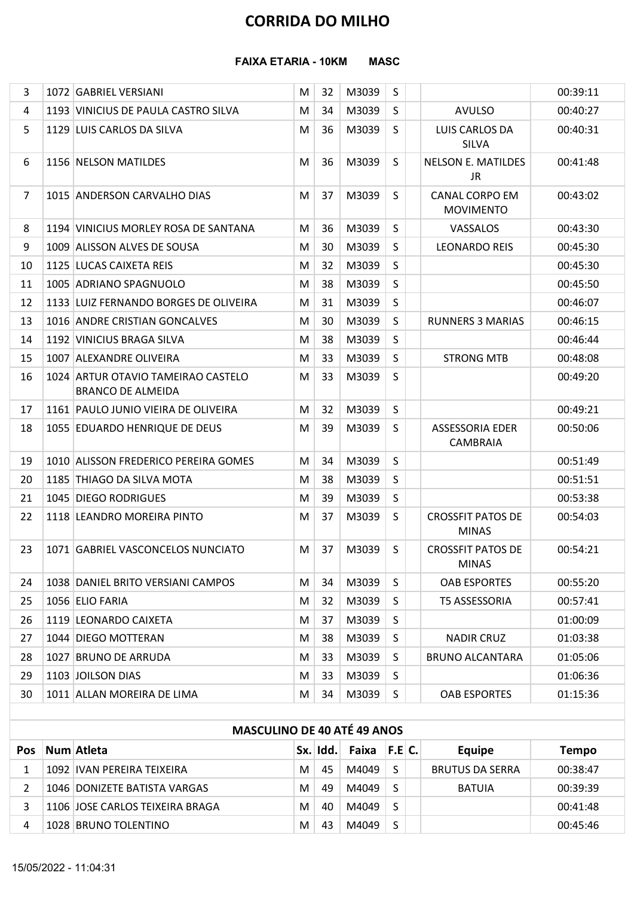# CORRIDA DO MILHO

**FAIXA ETARIA - 10KM MASC**

| Pos | Num | Atleta | Sx. | Idd. | Faixa | F.E | C. | Equipe | Tempo |
|---|---|---|---|---|---|---|---|---|---|
| 3 | 1072 | GABRIEL VERSIANI | M | 32 | M3039 | S | | | 00:39:11 |
| 4 | 1193 | VINICIUS DE PAULA CASTRO SILVA | M | 34 | M3039 | S | | AVULSO | 00:40:27 |
| 5 | 1129 | LUIS CARLOS DA SILVA | M | 36 | M3039 | S | | LUIS CARLOS DA SILVA | 00:40:31 |
| 6 | 1156 | NELSON MATILDES | M | 36 | M3039 | S | | NELSON E. MATILDES JR | 00:41:48 |
| 7 | 1015 | ANDERSON CARVALHO DIAS | M | 37 | M3039 | S | | CANAL CORPO EM MOVIMENTO | 00:43:02 |
| 8 | 1194 | VINICIUS MORLEY ROSA DE SANTANA | M | 36 | M3039 | S | | VASSALOS | 00:43:30 |
| 9 | 1009 | ALISSON ALVES DE SOUSA | M | 30 | M3039 | S | | LEONARDO REIS | 00:45:30 |
| 10 | 1125 | LUCAS CAIXETA REIS | M | 32 | M3039 | S | | | 00:45:30 |
| 11 | 1005 | ADRIANO SPAGNUOLO | M | 38 | M3039 | S | | | 00:45:50 |
| 12 | 1133 | LUIZ FERNANDO BORGES DE OLIVEIRA | M | 31 | M3039 | S | | | 00:46:07 |
| 13 | 1016 | ANDRE CRISTIAN GONCALVES | M | 30 | M3039 | S | | RUNNERS 3 MARIAS | 00:46:15 |
| 14 | 1192 | VINICIUS BRAGA SILVA | M | 38 | M3039 | S | | | 00:46:44 |
| 15 | 1007 | ALEXANDRE OLIVEIRA | M | 33 | M3039 | S | | STRONG MTB | 00:48:08 |
| 16 | 1024 | ARTUR OTAVIO TAMEIRAO CASTELO BRANCO DE ALMEIDA | M | 33 | M3039 | S | | | 00:49:20 |
| 17 | 1161 | PAULO JUNIO VIEIRA DE OLIVEIRA | M | 32 | M3039 | S | | | 00:49:21 |
| 18 | 1055 | EDUARDO HENRIQUE DE DEUS | M | 39 | M3039 | S | | ASSESSORIA EDER CAMBRAIA | 00:50:06 |
| 19 | 1010 | ALISSON FREDERICO PEREIRA GOMES | M | 34 | M3039 | S | | | 00:51:49 |
| 20 | 1185 | THIAGO DA SILVA MOTA | M | 38 | M3039 | S | | | 00:51:51 |
| 21 | 1045 | DIEGO RODRIGUES | M | 39 | M3039 | S | | | 00:53:38 |
| 22 | 1118 | LEANDRO MOREIRA PINTO | M | 37 | M3039 | S | | CROSSFIT PATOS DE MINAS | 00:54:03 |
| 23 | 1071 | GABRIEL VASCONCELOS NUNCIATO | M | 37 | M3039 | S | | CROSSFIT PATOS DE MINAS | 00:54:21 |
| 24 | 1038 | DANIEL BRITO VERSIANI CAMPOS | M | 34 | M3039 | S | | OAB ESPORTES | 00:55:20 |
| 25 | 1056 | ELIO FARIA | M | 32 | M3039 | S | | T5 ASSESSORIA | 00:57:41 |
| 26 | 1119 | LEONARDO CAIXETA | M | 37 | M3039 | S | | | 01:00:09 |
| 27 | 1044 | DIEGO MOTTERAN | M | 38 | M3039 | S | | NADIR CRUZ | 01:03:38 |
| 28 | 1027 | BRUNO DE ARRUDA | M | 33 | M3039 | S | | BRUNO ALCANTARA | 01:05:06 |
| 29 | 1103 | JOILSON DIAS | M | 33 | M3039 | S | | | 01:06:36 |
| 30 | 1011 | ALLAN MOREIRA DE LIMA | M | 34 | M3039 | S | | OAB ESPORTES | 01:15:36 |

## MASCULINO DE 40 ATÉ 49 ANOS

| Pos | Num | Atleta | Sx. | Idd. | Faixa | F.E | C. | Equipe | Tempo |
|---|---|---|---|---|---|---|---|---|---|
| 1 | 1092 | IVAN PEREIRA TEIXEIRA | M | 45 | M4049 | S | | BRUTUS DA SERRA | 00:38:47 |
| 2 | 1046 | DONIZETE BATISTA VARGAS | M | 49 | M4049 | S | | BATUIA | 00:39:39 |
| 3 | 1106 | JOSE CARLOS TEIXEIRA BRAGA | M | 40 | M4049 | S | | | 00:41:48 |
| 4 | 1028 | BRUNO TOLENTINO | M | 43 | M4049 | S | | | 00:45:46 |

15/05/2022 - 11:04:31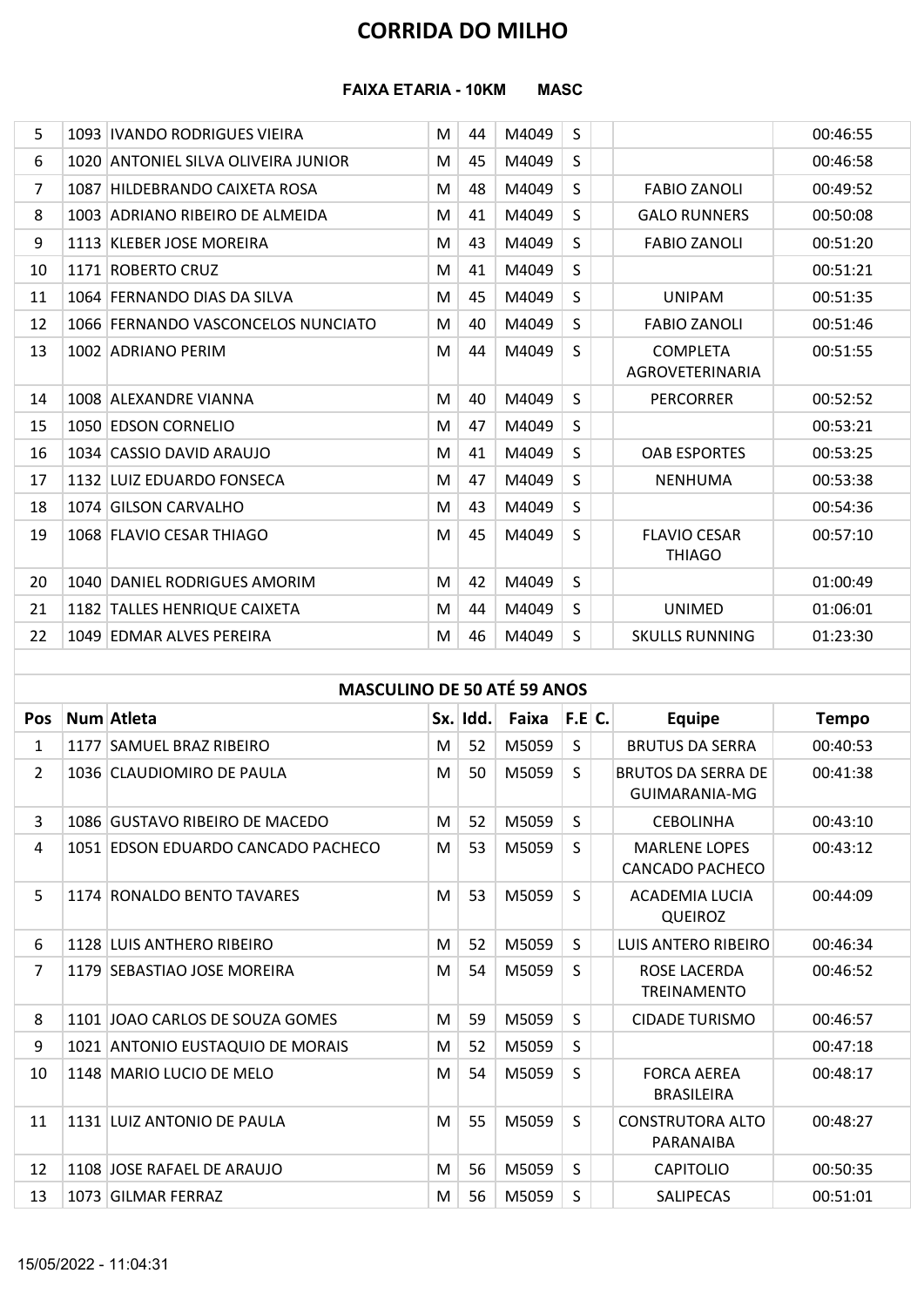# CORRIDA DO MILHO

**FAIXA ETARIA - 10KM MASC**

| | | | | | | | | | |
|---|---|---|---|---|---|---|---|---|---|
| 5 | 1093 | IVANDO RODRIGUES VIEIRA | M | 44 | M4049 | S | | | 00:46:55 |
| 6 | 1020 | ANTONIEL SILVA OLIVEIRA JUNIOR | M | 45 | M4049 | S | | | 00:46:58 |
| 7 | 1087 | HILDEBRANDO CAIXETA ROSA | M | 48 | M4049 | S | | FABIO ZANOLI | 00:49:52 |
| 8 | 1003 | ADRIANO RIBEIRO DE ALMEIDA | M | 41 | M4049 | S | | GALO RUNNERS | 00:50:08 |
| 9 | 1113 | KLEBER JOSE MOREIRA | M | 43 | M4049 | S | | FABIO ZANOLI | 00:51:20 |
| 10 | 1171 | ROBERTO CRUZ | M | 41 | M4049 | S | | | 00:51:21 |
| 11 | 1064 | FERNANDO DIAS DA SILVA | M | 45 | M4049 | S | | UNIPAM | 00:51:35 |
| 12 | 1066 | FERNANDO VASCONCELOS NUNCIATO | M | 40 | M4049 | S | | FABIO ZANOLI | 00:51:46 |
| 13 | 1002 | ADRIANO PERIM | M | 44 | M4049 | S | | COMPLETA AGROVETERINARIA | 00:51:55 |
| 14 | 1008 | ALEXANDRE VIANNA | M | 40 | M4049 | S | | PERCORRER | 00:52:52 |
| 15 | 1050 | EDSON CORNELIO | M | 47 | M4049 | S | | | 00:53:21 |
| 16 | 1034 | CASSIO DAVID ARAUJO | M | 41 | M4049 | S | | OAB ESPORTES | 00:53:25 |
| 17 | 1132 | LUIZ EDUARDO FONSECA | M | 47 | M4049 | S | | NENHUMA | 00:53:38 |
| 18 | 1074 | GILSON CARVALHO | M | 43 | M4049 | S | | | 00:54:36 |
| 19 | 1068 | FLAVIO CESAR THIAGO | M | 45 | M4049 | S | | FLAVIO CESAR THIAGO | 00:57:10 |
| 20 | 1040 | DANIEL RODRIGUES AMORIM | M | 42 | M4049 | S | | | 01:00:49 |
| 21 | 1182 | TALLES HENRIQUE CAIXETA | M | 44 | M4049 | S | | UNIMED | 01:06:01 |
| 22 | 1049 | EDMAR ALVES PEREIRA | M | 46 | M4049 | S | | SKULLS RUNNING | 01:23:30 |

## MASCULINO DE 50 ATÉ 59 ANOS

| Pos | Num | Atleta | Sx. | Idd. | Faixa | F.E | C. | Equipe | Tempo |
|---|---|---|---|---|---|---|---|---|---|
| 1 | 1177 | SAMUEL BRAZ RIBEIRO | M | 52 | M5059 | S | | BRUTUS DA SERRA | 00:40:53 |
| 2 | 1036 | CLAUDIOMIRO DE PAULA | M | 50 | M5059 | S | | BRUTOS DA SERRA DE GUIMARANIA-MG | 00:41:38 |
| 3 | 1086 | GUSTAVO RIBEIRO DE MACEDO | M | 52 | M5059 | S | | CEBOLINHA | 00:43:10 |
| 4 | 1051 | EDSON EDUARDO CANCADO PACHECO | M | 53 | M5059 | S | | MARLENE LOPES CANCADO PACHECO | 00:43:12 |
| 5 | 1174 | RONALDO BENTO TAVARES | M | 53 | M5059 | S | | ACADEMIA LUCIA QUEIROZ | 00:44:09 |
| 6 | 1128 | LUIS ANTHERO RIBEIRO | M | 52 | M5059 | S | | LUIS ANTERO RIBEIRO | 00:46:34 |
| 7 | 1179 | SEBASTIAO JOSE MOREIRA | M | 54 | M5059 | S | | ROSE LACERDA TREINAMENTO | 00:46:52 |
| 8 | 1101 | JOAO CARLOS DE SOUZA GOMES | M | 59 | M5059 | S | | CIDADE TURISMO | 00:46:57 |
| 9 | 1021 | ANTONIO EUSTAQUIO DE MORAIS | M | 52 | M5059 | S | | | 00:47:18 |
| 10 | 1148 | MARIO LUCIO DE MELO | M | 54 | M5059 | S | | FORCA AEREA BRASILEIRA | 00:48:17 |
| 11 | 1131 | LUIZ ANTONIO DE PAULA | M | 55 | M5059 | S | | CONSTRUTORA ALTO PARANAIBA | 00:48:27 |
| 12 | 1108 | JOSE RAFAEL DE ARAUJO | M | 56 | M5059 | S | | CAPITOLIO | 00:50:35 |
| 13 | 1073 | GILMAR FERRAZ | M | 56 | M5059 | S | | SALIPECAS | 00:51:01 |

15/05/2022 - 11:04:31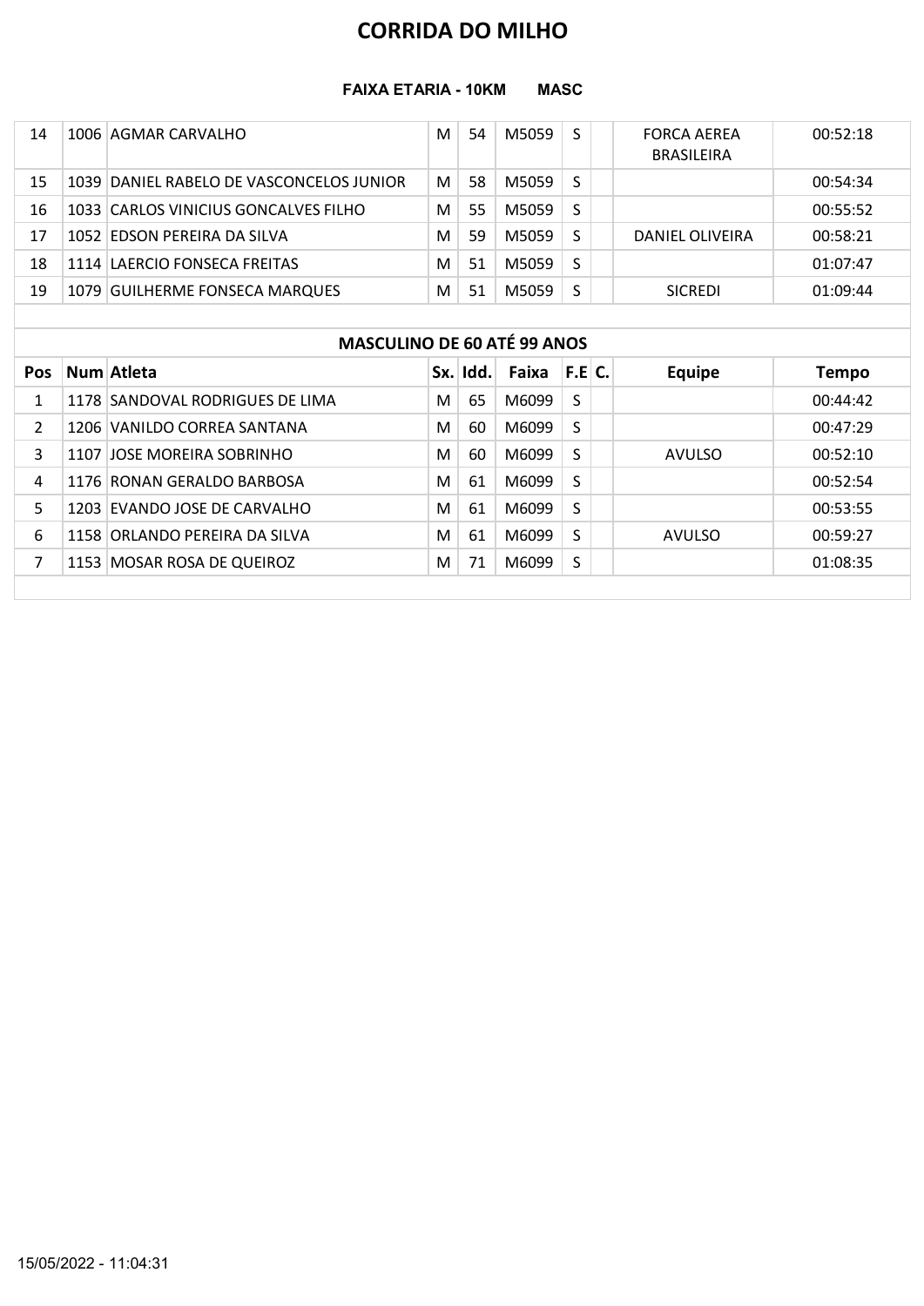# CORRIDA DO MILHO

**FAIXA ETARIA - 10KM MASC**

| Pos | Num | Atleta | Sx. | Idd. | Faixa | F.E | C. | Equipe | Tempo |
|---|---|---|---|---|---|---|---|---|---|
| 14 | 1006 | AGMAR CARVALHO | M | 54 | M5059 | S | | FORCA AEREA BRASILEIRA | 00:52:18 |
| 15 | 1039 | DANIEL RABELO DE VASCONCELOS JUNIOR | M | 58 | M5059 | S | | | 00:54:34 |
| 16 | 1033 | CARLOS VINICIUS GONCALVES FILHO | M | 55 | M5059 | S | | | 00:55:52 |
| 17 | 1052 | EDSON PEREIRA DA SILVA | M | 59 | M5059 | S | | DANIEL OLIVEIRA | 00:58:21 |
| 18 | 1114 | LAERCIO FONSECA FREITAS | M | 51 | M5059 | S | | | 01:07:47 |
| 19 | 1079 | GUILHERME FONSECA MARQUES | M | 51 | M5059 | S | | SICREDI | 01:09:44 |

## MASCULINO DE 60 ATÉ 99 ANOS

| Pos | Num | Atleta | Sx. | Idd. | Faixa | F.E | C. | Equipe | Tempo |
|---|---|---|---|---|---|---|---|---|---|
| 1 | 1178 | SANDOVAL RODRIGUES DE LIMA | M | 65 | M6099 | S | | | 00:44:42 |
| 2 | 1206 | VANILDO CORREA SANTANA | M | 60 | M6099 | S | | | 00:47:29 |
| 3 | 1107 | JOSE MOREIRA SOBRINHO | M | 60 | M6099 | S | | AVULSO | 00:52:10 |
| 4 | 1176 | RONAN GERALDO BARBOSA | M | 61 | M6099 | S | | | 00:52:54 |
| 5 | 1203 | EVANDO JOSE DE CARVALHO | M | 61 | M6099 | S | | | 00:53:55 |
| 6 | 1158 | ORLANDO PEREIRA DA SILVA | M | 61 | M6099 | S | | AVULSO | 00:59:27 |
| 7 | 1153 | MOSAR ROSA DE QUEIROZ | M | 71 | M6099 | S | | | 01:08:35 |

15/05/2022 - 11:04:31